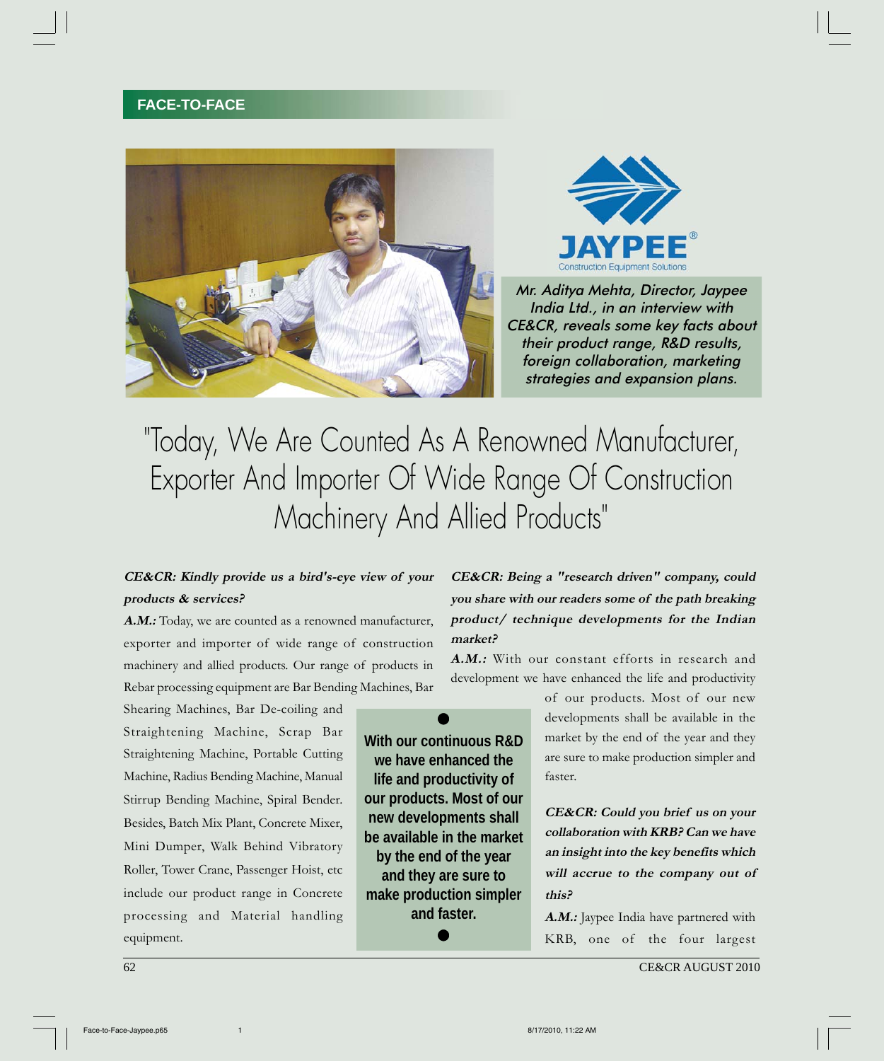FACE-TO-FACE

JAYPEE®
Construction Equipment Solutions

*Mr. Aditya Mehta, Director, Jaypee India Ltd., in an interview with CE&CR, reveals some key facts about their product range, R&D results, foreign collaboration, marketing strategies and expansion plans.*

# "Today, We Are Counted As A Renowned Manufacturer, Exporter And Importer Of Wide Range Of Construction Machinery And Allied Products"

***CE&CR: Kindly provide us a bird's-eye view of your products & services?***

***A.M.:*** Today, we are counted as a renowned manufacturer, exporter and importer of wide range of construction machinery and allied products. Our range of products in Rebar processing equipment are Bar Bending Machines, Bar Shearing Machines, Bar De-coiling and Straightening Machine, Scrap Bar Straightening Machine, Portable Cutting Machine, Radius Bending Machine, Manual Stirrup Bending Machine, Spiral Bender. Besides, Batch Mix Plant, Concrete Mixer, Mini Dumper, Walk Behind Vibratory Roller, Tower Crane, Passenger Hoist, etc include our product range in Concrete processing and Material handling equipment.

> **With our continuous R&D we have enhanced the life and productivity of our products. Most of our new developments shall be available in the market by the end of the year and they are sure to make production simpler and faster.**

***CE&CR: Being a "research driven" company, could you share with our readers some of the path breaking product/ technique developments for the Indian market?***

***A.M.:*** With our constant efforts in research and development we have enhanced the life and productivity of our products. Most of our new developments shall be available in the market by the end of the year and they are sure to make production simpler and faster.

***CE&CR: Could you brief us on your collaboration with KRB? Can we have an insight into the key benefits which will accrue to the company out of this?***

***A.M.:*** Jaypee India have partnered with KRB, one of the four largest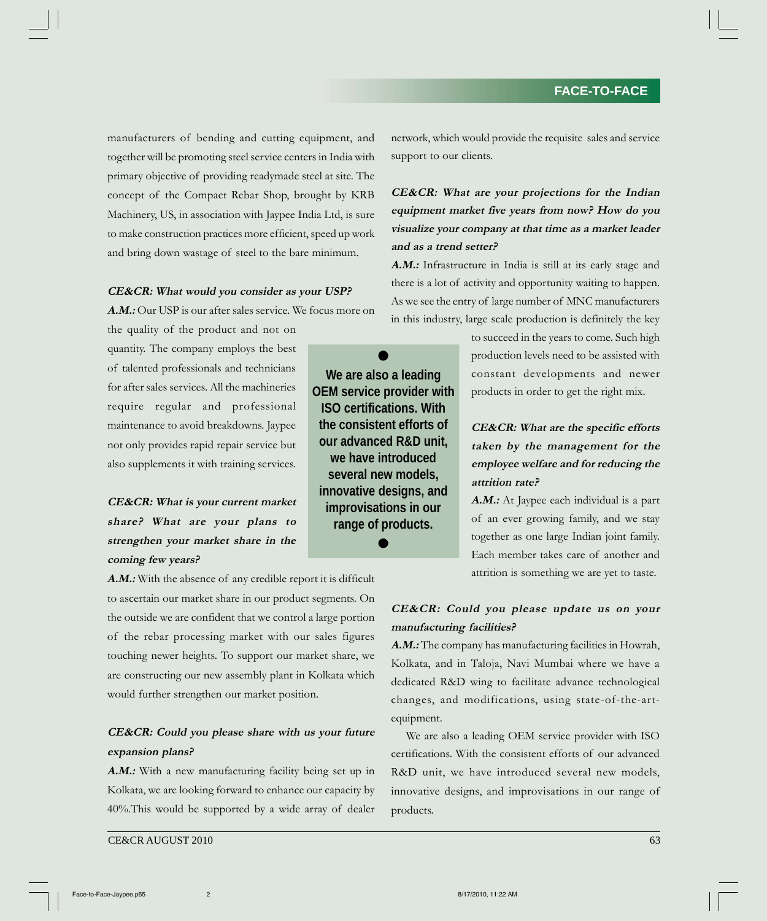manufacturers of bending and cutting equipment, and together will be promoting steel service centers in India with primary objective of providing readymade steel at site. The concept of the Compact Rebar Shop, brought by KRB Machinery, US, in association with Jaypee India Ltd, is sure to make construction practices more efficient, speed up work and bring down wastage of steel to the bare minimum.

***CE&CR: What would you consider as your USP?***

***A.M.:*** Our USP is our after sales service. We focus more on the quality of the product and not on quantity. The company employs the best of talented professionals and technicians for after sales services. All the machineries require regular and professional maintenance to avoid breakdowns. Jaypee not only provides rapid repair service but also supplements it with training services.

> **We are also a leading OEM service provider with ISO certifications. With the consistent efforts of our advanced R&D unit, we have introduced several new models, innovative designs, and improvisations in our range of products.**

***CE&CR: What is your current market share? What are your plans to strengthen your market share in the coming few years?***

***A.M.:*** With the absence of any credible report it is difficult to ascertain our market share in our product segments. On the outside we are confident that we control a large portion of the rebar processing market with our sales figures touching newer heights. To support our market share, we are constructing our new assembly plant in Kolkata which would further strengthen our market position.

***CE&CR: Could you please share with us your future expansion plans?***

***A.M.:*** With a new manufacturing facility being set up in Kolkata, we are looking forward to enhance our capacity by 40%.This would be supported by a wide array of dealer network, which would provide the requisite sales and service support to our clients.

***CE&CR: What are your projections for the Indian equipment market five years from now? How do you visualize your company at that time as a market leader and as a trend setter?***

***A.M.:*** Infrastructure in India is still at its early stage and there is a lot of activity and opportunity waiting to happen. As we see the entry of large number of MNC manufacturers in this industry, large scale production is definitely the key to succeed in the years to come. Such high production levels need to be assisted with constant developments and newer products in order to get the right mix.

***CE&CR: What are the specific efforts taken by the management for the employee welfare and for reducing the attrition rate?***

***A.M.:*** At Jaypee each individual is a part of an ever growing family, and we stay together as one large Indian joint family. Each member takes care of another and attrition is something we are yet to taste.

***CE&CR: Could you please update us on your manufacturing facilities?***

***A.M.:*** The company has manufacturing facilities in Howrah, Kolkata, and in Taloja, Navi Mumbai where we have a dedicated R&D wing to facilitate advance technological changes, and modifications, using state-of-the-art-equipment.

We are also a leading OEM service provider with ISO certifications. With the consistent efforts of our advanced R&D unit, we have introduced several new models, innovative designs, and improvisations in our range of products.